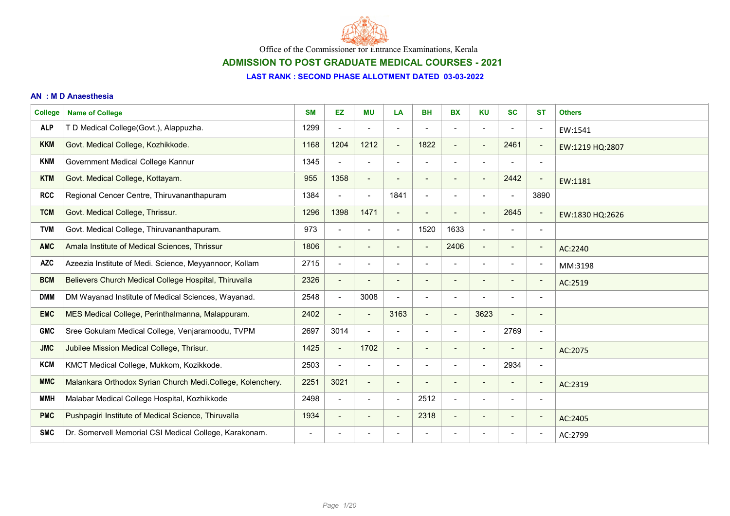Office of the Commissioner for Entrance Examinations, Kerala

## ADMISSION TO POST GRADUATE MEDICAL COURSES - 2021

### LAST RANK : SECOND PHASE ALLOTMENT DATED 03-03-2022

**AN : M D Anaesthesia**

| College | Name of College | SM | EZ | MU | LA | BH | BX | KU | SC | ST | Others |
|---|---|---|---|---|---|---|---|---|---|---|---|
| ALP | T D Medical College(Govt.), Alappuzha. | 1299 | - | - | - | - | - | - | - | - | EW:1541 |
| KKM | Govt. Medical College, Kozhikkode. | 1168 | 1204 | 1212 | - | 1822 | - | - | 2461 | - | EW:1219 HQ:2807 |
| KNM | Government Medical College Kannur | 1345 | - | - | - | - | - | - | - | - | |
| KTM | Govt. Medical College, Kottayam. | 955 | 1358 | - | - | - | - | - | 2442 | - | EW:1181 |
| RCC | Regional Cencer Centre, Thiruvananthapuram | 1384 | - | - | 1841 | - | - | - | - | 3890 | |
| TCM | Govt. Medical College, Thrissur. | 1296 | 1398 | 1471 | - | - | - | - | 2645 | - | EW:1830 HQ:2626 |
| TVM | Govt. Medical College, Thiruvananthapuram. | 973 | - | - | - | 1520 | 1633 | - | - | - | |
| AMC | Amala Institute of Medical Sciences, Thrissur | 1806 | - | - | - | - | 2406 | - | - | - | AC:2240 |
| AZC | Azeezia Institute of Medi. Science, Meyyannoor, Kollam | 2715 | - | - | - | - | - | - | - | - | MM:3198 |
| BCM | Believers Church Medical College Hospital, Thiruvalla | 2326 | - | - | - | - | - | - | - | - | AC:2519 |
| DMM | DM Wayanad Institute of Medical Sciences, Wayanad. | 2548 | - | 3008 | - | - | - | - | - | - | |
| EMC | MES Medical College, Perinthalmanna, Malappuram. | 2402 | - | - | 3163 | - | - | 3623 | - | - | |
| GMC | Sree Gokulam Medical College, Venjaramoodu, TVPM | 2697 | 3014 | - | - | - | - | - | 2769 | - | |
| JMC | Jubilee Mission Medical College, Thrisur. | 1425 | - | 1702 | - | - | - | - | - | - | AC:2075 |
| KCM | KMCT Medical College, Mukkom, Kozikkode. | 2503 | - | - | - | - | - | - | 2934 | - | |
| MMC | Malankara Orthodox Syrian Church Medi.College, Kolenchery. | 2251 | 3021 | - | - | - | - | - | - | - | AC:2319 |
| MMH | Malabar Medical College Hospital, Kozhikkode | 2498 | - | - | - | 2512 | - | - | - | - | |
| PMC | Pushpagiri Institute of Medical Science, Thiruvalla | 1934 | - | - | - | 2318 | - | - | - | - | AC:2405 |
| SMC | Dr. Somervell Memorial CSI Medical College, Karakonam. | - | - | - | - | - | - | - | - | - | AC:2799 |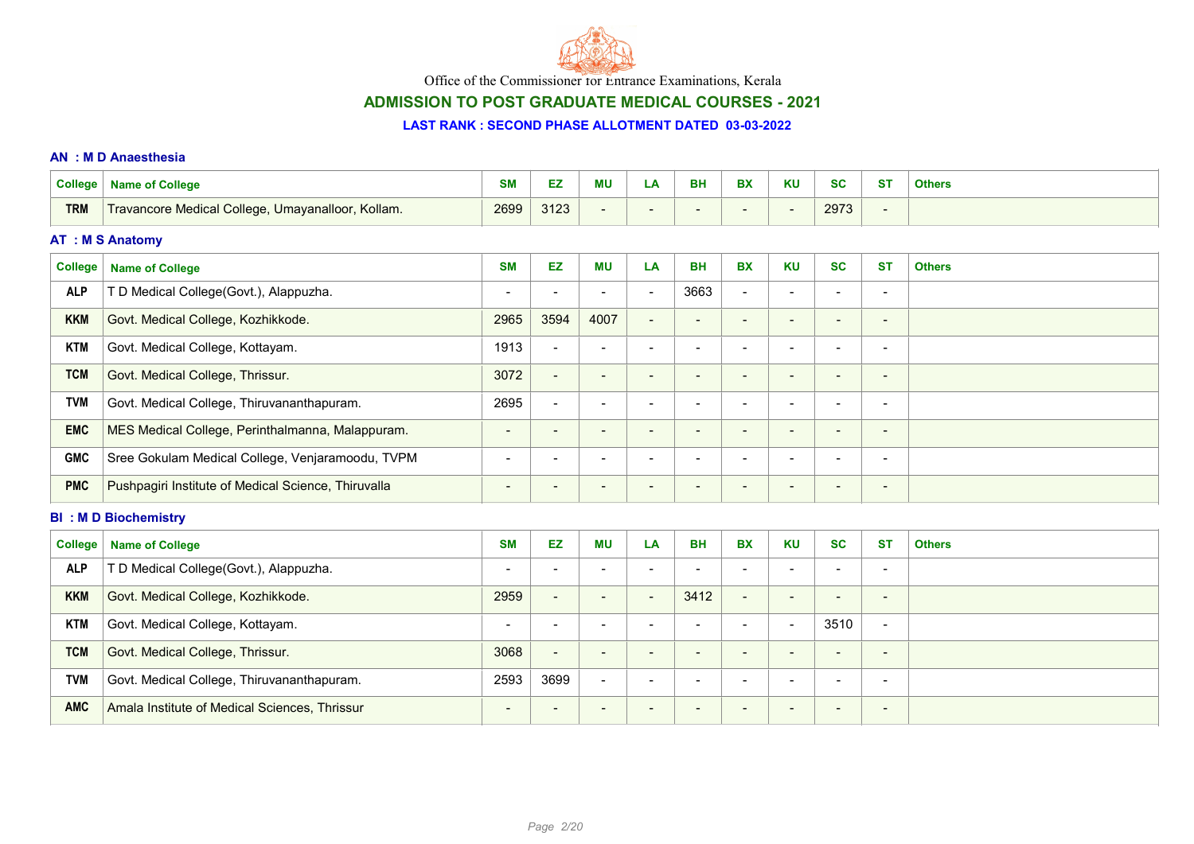Office of the Commissioner for Entrance Examinations, Kerala

## ADMISSION TO POST GRADUATE MEDICAL COURSES - 2021

### LAST RANK : SECOND PHASE ALLOTMENT DATED 03-03-2022

#### AN : M D Anaesthesia

| College | Name of College | SM | EZ | MU | LA | BH | BX | KU | SC | ST | Others |
|---|---|---|---|---|---|---|---|---|---|---|---|
| TRM | Travancore Medical College, Umayanalloor, Kollam. | 2699 | 3123 | - | - | - | - | - | 2973 | - | |

#### AT : M S Anatomy

| College | Name of College | SM | EZ | MU | LA | BH | BX | KU | SC | ST | Others |
|---|---|---|---|---|---|---|---|---|---|---|---|
| ALP | T D Medical College(Govt.), Alappuzha. | - | - | - | - | 3663 | - | - | - | - | |
| KKM | Govt. Medical College, Kozhikkode. | 2965 | 3594 | 4007 | - | - | - | - | - | - | |
| KTM | Govt. Medical College, Kottayam. | 1913 | - | - | - | - | - | - | - | - | |
| TCM | Govt. Medical College, Thrissur. | 3072 | - | - | - | - | - | - | - | - | |
| TVM | Govt. Medical College, Thiruvananthapuram. | 2695 | - | - | - | - | - | - | - | - | |
| EMC | MES Medical College, Perinthalmanna, Malappuram. | - | - | - | - | - | - | - | - | - | |
| GMC | Sree Gokulam Medical College, Venjaramoodu, TVPM | - | - | - | - | - | - | - | - | - | |
| PMC | Pushpagiri Institute of Medical Science, Thiruvalla | - | - | - | - | - | - | - | - | - | |

#### BI : M D Biochemistry

| College | Name of College | SM | EZ | MU | LA | BH | BX | KU | SC | ST | Others |
|---|---|---|---|---|---|---|---|---|---|---|---|
| ALP | T D Medical College(Govt.), Alappuzha. | - | - | - | - | - | - | - | - | - | |
| KKM | Govt. Medical College, Kozhikkode. | 2959 | - | - | - | 3412 | - | - | - | - | |
| KTM | Govt. Medical College, Kottayam. | - | - | - | - | - | - | - | 3510 | - | |
| TCM | Govt. Medical College, Thrissur. | 3068 | - | - | - | - | - | - | - | - | |
| TVM | Govt. Medical College, Thiruvananthapuram. | 2593 | 3699 | - | - | - | - | - | - | - | |
| AMC | Amala Institute of Medical Sciences, Thrissur | - | - | - | - | - | - | - | - | - | |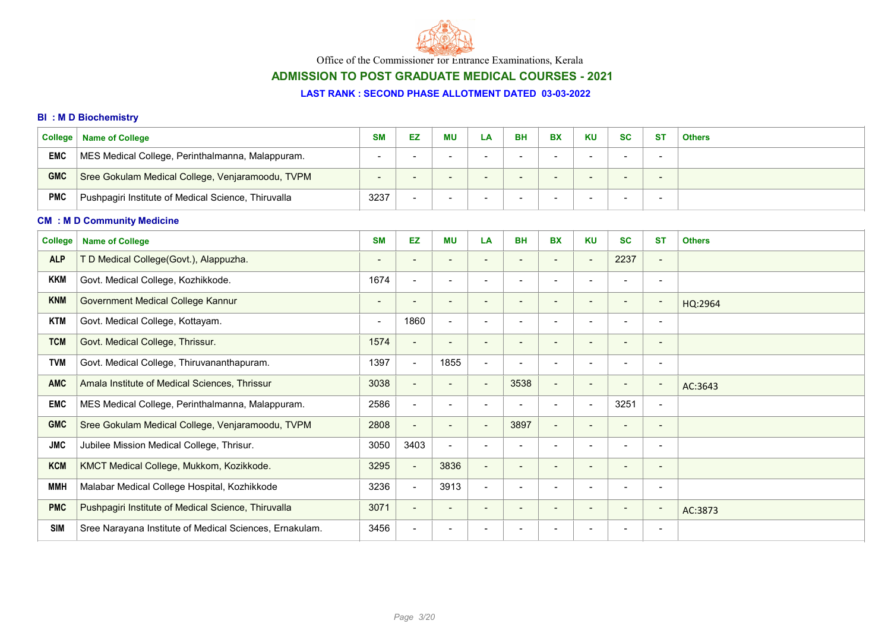Office of the Commissioner for Entrance Examinations, Kerala

## ADMISSION TO POST GRADUATE MEDICAL COURSES - 2021

### LAST RANK : SECOND PHASE ALLOTMENT DATED 03-03-2022

### BI : M D Biochemistry

| College | Name of College | SM | EZ | MU | LA | BH | BX | KU | SC | ST | Others |
|---|---|---|---|---|---|---|---|---|---|---|---|
| EMC | MES Medical College, Perinthalmanna, Malappuram. | - | - | - | - | - | - | - | - | - | |
| GMC | Sree Gokulam Medical College, Venjaramoodu, TVPM | - | - | - | - | - | - | - | - | - | |
| PMC | Pushpagiri Institute of Medical Science, Thiruvalla | 3237 | - | - | - | - | - | - | - | - | |

### CM : M D Community Medicine

| College | Name of College | SM | EZ | MU | LA | BH | BX | KU | SC | ST | Others |
|---|---|---|---|---|---|---|---|---|---|---|---|
| ALP | T D Medical College(Govt.), Alappuzha. | - | - | - | - | - | - | - | 2237 | - | |
| KKM | Govt. Medical College, Kozhikkode. | 1674 | - | - | - | - | - | - | - | - | |
| KNM | Government Medical College Kannur | - | - | - | - | - | - | - | - | - | HQ:2964 |
| KTM | Govt. Medical College, Kottayam. | - | 1860 | - | - | - | - | - | - | - | |
| TCM | Govt. Medical College, Thrissur. | 1574 | - | - | - | - | - | - | - | - | |
| TVM | Govt. Medical College, Thiruvananthapuram. | 1397 | - | 1855 | - | - | - | - | - | - | |
| AMC | Amala Institute of Medical Sciences, Thrissur | 3038 | - | - | - | 3538 | - | - | - | - | AC:3643 |
| EMC | MES Medical College, Perinthalmanna, Malappuram. | 2586 | - | - | - | - | - | - | 3251 | - | |
| GMC | Sree Gokulam Medical College, Venjaramoodu, TVPM | 2808 | - | - | - | 3897 | - | - | - | - | |
| JMC | Jubilee Mission Medical College, Thrisur. | 3050 | 3403 | - | - | - | - | - | - | - | |
| KCM | KMCT Medical College, Mukkom, Kozikkode. | 3295 | - | 3836 | - | - | - | - | - | - | |
| MMH | Malabar Medical College Hospital, Kozhikkode | 3236 | - | 3913 | - | - | - | - | - | - | |
| PMC | Pushpagiri Institute of Medical Science, Thiruvalla | 3071 | - | - | - | - | - | - | - | - | AC:3873 |
| SIM | Sree Narayana Institute of Medical Sciences, Ernakulam. | 3456 | - | - | - | - | - | - | - | - | |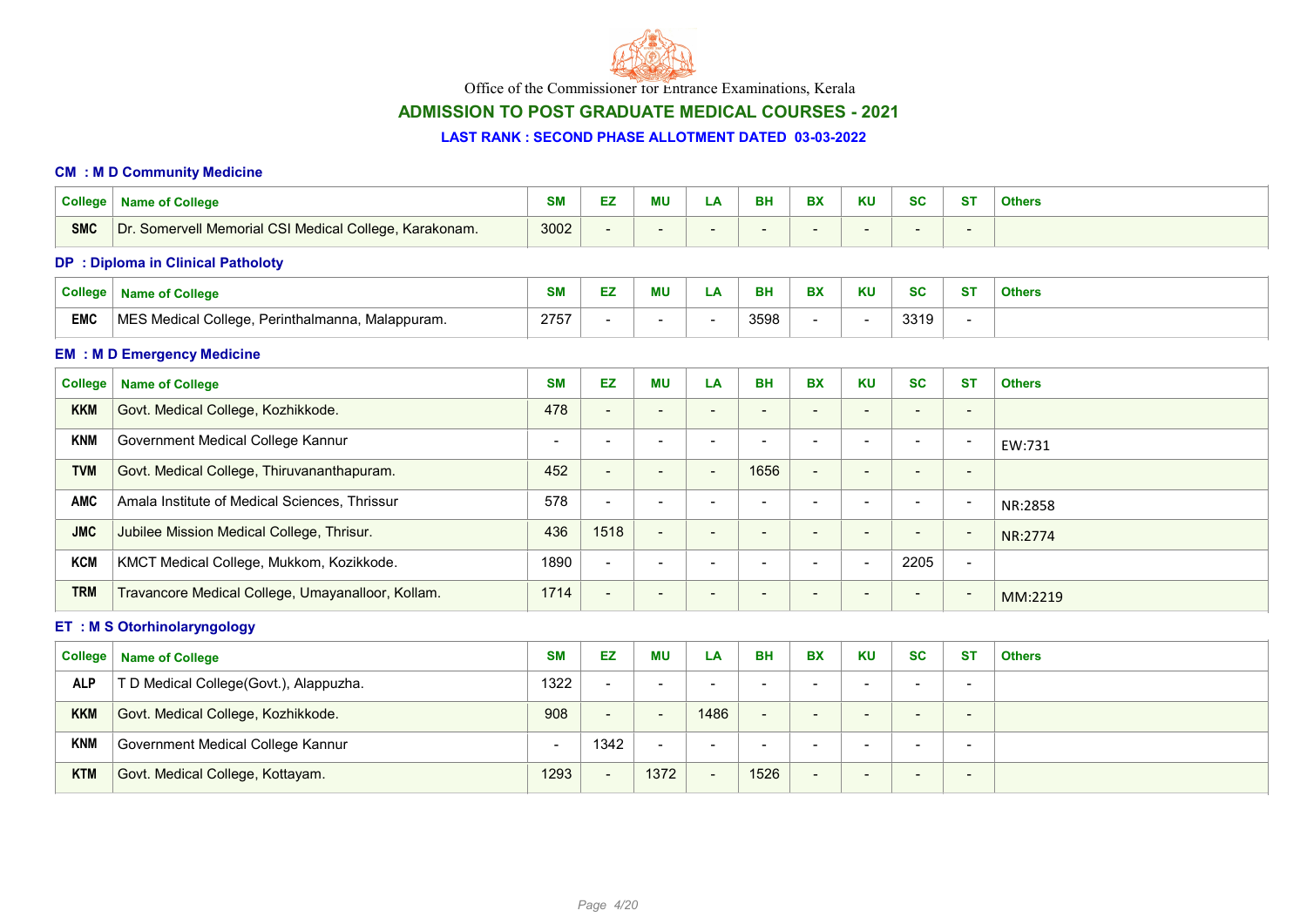Office of the Commissioner for Entrance Examinations, Kerala

## ADMISSION TO POST GRADUATE MEDICAL COURSES - 2021

### LAST RANK : SECOND PHASE ALLOTMENT DATED 03-03-2022

#### CM : M D Community Medicine

| College | Name of College | SM | EZ | MU | LA | BH | BX | KU | SC | ST | Others |
|---|---|---|---|---|---|---|---|---|---|---|---|
| SMC | Dr. Somervell Memorial CSI Medical College, Karakonam. | 3002 | - | - | - | - | - | - | - | - | |

#### DP : Diploma in Clinical Patholoty

| College | Name of College | SM | EZ | MU | LA | BH | BX | KU | SC | ST | Others |
|---|---|---|---|---|---|---|---|---|---|---|---|
| EMC | MES Medical College, Perinthalmanna, Malappuram. | 2757 | - | - | - | 3598 | - | - | 3319 | - | |

#### EM : M D Emergency Medicine

| College | Name of College | SM | EZ | MU | LA | BH | BX | KU | SC | ST | Others |
|---|---|---|---|---|---|---|---|---|---|---|---|
| KKM | Govt. Medical College, Kozhikkode. | 478 | - | - | - | - | - | - | - | - | |
| KNM | Government Medical College Kannur | - | - | - | - | - | - | - | - | - | EW:731 |
| TVM | Govt. Medical College, Thiruvananthapuram. | 452 | - | - | - | 1656 | - | - | - | - | |
| AMC | Amala Institute of Medical Sciences, Thrissur | 578 | - | - | - | - | - | - | - | - | NR:2858 |
| JMC | Jubilee Mission Medical College, Thrisur. | 436 | 1518 | - | - | - | - | - | - | - | NR:2774 |
| KCM | KMCT Medical College, Mukkom, Kozikkode. | 1890 | - | - | - | - | - | - | 2205 | - | |
| TRM | Travancore Medical College, Umayanalloor, Kollam. | 1714 | - | - | - | - | - | - | - | - | MM:2219 |

#### ET : M S Otorhinolaryngology

| College | Name of College | SM | EZ | MU | LA | BH | BX | KU | SC | ST | Others |
|---|---|---|---|---|---|---|---|---|---|---|---|
| ALP | T D Medical College(Govt.), Alappuzha. | 1322 | - | - | - | - | - | - | - | - | |
| KKM | Govt. Medical College, Kozhikkode. | 908 | - | - | 1486 | - | - | - | - | - | |
| KNM | Government Medical College Kannur | - | 1342 | - | - | - | - | - | - | - | |
| KTM | Govt. Medical College, Kottayam. | 1293 | - | 1372 | - | 1526 | - | - | - | - | |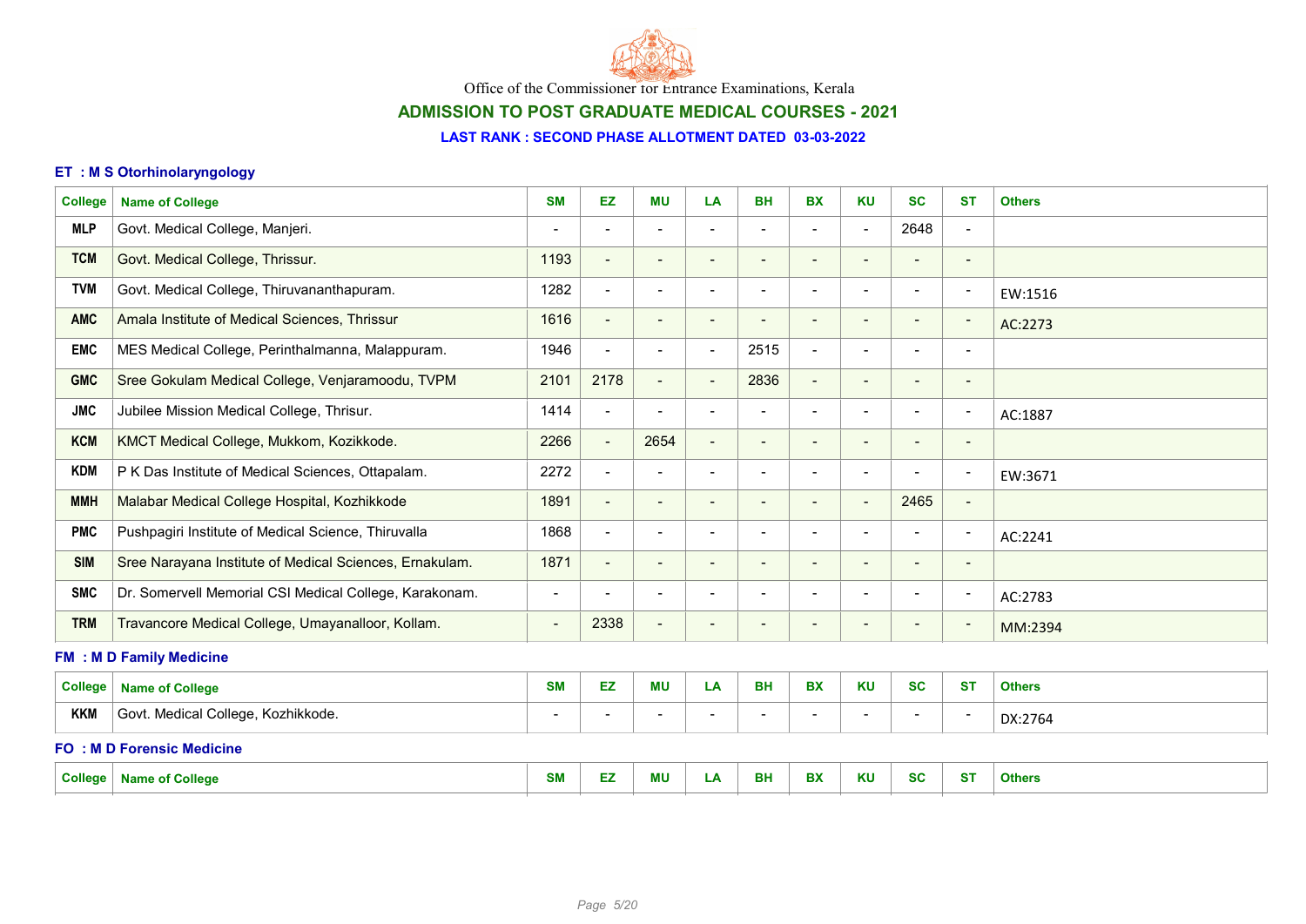Office of the Commissioner for Entrance Examinations, Kerala

## ADMISSION TO POST GRADUATE MEDICAL COURSES - 2021

### LAST RANK : SECOND PHASE ALLOTMENT DATED 03-03-2022

#### ET : M S Otorhinolaryngology

| College | Name of College | SM | EZ | MU | LA | BH | BX | KU | SC | ST | Others |
|---|---|---|---|---|---|---|---|---|---|---|---|
| MLP | Govt. Medical College, Manjeri. | - | - | - | - | - | - | - | 2648 | - | |
| TCM | Govt. Medical College, Thrissur. | 1193 | - | - | - | - | - | - | - | - | |
| TVM | Govt. Medical College, Thiruvananthapuram. | 1282 | - | - | - | - | - | - | - | - | EW:1516 |
| AMC | Amala Institute of Medical Sciences, Thrissur | 1616 | - | - | - | - | - | - | - | - | AC:2273 |
| EMC | MES Medical College, Perinthalmanna, Malappuram. | 1946 | - | - | - | 2515 | - | - | - | - | |
| GMC | Sree Gokulam Medical College, Venjaramoodu, TVPM | 2101 | 2178 | - | - | 2836 | - | - | - | - | |
| JMC | Jubilee Mission Medical College, Thrisur. | 1414 | - | - | - | - | - | - | - | - | AC:1887 |
| KCM | KMCT Medical College, Mukkom, Kozikkode. | 2266 | - | 2654 | - | - | - | - | - | - | |
| KDM | P K Das Institute of Medical Sciences, Ottapalam. | 2272 | - | - | - | - | - | - | - | - | EW:3671 |
| MMH | Malabar Medical College Hospital, Kozhikkode | 1891 | - | - | - | - | - | - | 2465 | - | |
| PMC | Pushpagiri Institute of Medical Science, Thiruvalla | 1868 | - | - | - | - | - | - | - | - | AC:2241 |
| SIM | Sree Narayana Institute of Medical Sciences, Ernakulam. | 1871 | - | - | - | - | - | - | - | - | |
| SMC | Dr. Somervell Memorial CSI Medical College, Karakonam. | - | - | - | - | - | - | - | - | - | AC:2783 |
| TRM | Travancore Medical College, Umayanalloor, Kollam. | - | 2338 | - | - | - | - | - | - | - | MM:2394 |

#### FM : M D Family Medicine

| College | Name of College | SM | EZ | MU | LA | BH | BX | KU | SC | ST | Others |
|---|---|---|---|---|---|---|---|---|---|---|---|
| KKM | Govt. Medical College, Kozhikkode. | - | - | - | - | - | - | - | - | - | DX:2764 |

#### FO : M D Forensic Medicine

| College | Name of College | SM | EZ | MU | LA | BH | BX | KU | SC | ST | Others |
|---|---|---|---|---|---|---|---|---|---|---|---|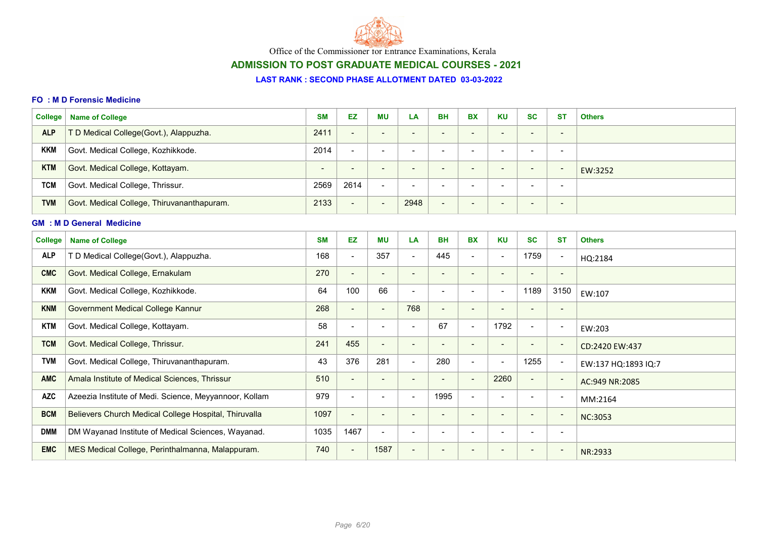Office of the Commissioner for Entrance Examinations, Kerala

## ADMISSION TO POST GRADUATE MEDICAL COURSES - 2021

### LAST RANK : SECOND PHASE ALLOTMENT DATED 03-03-2022

#### FO : M D Forensic Medicine

| College | Name of College | SM | EZ | MU | LA | BH | BX | KU | SC | ST | Others |
|---|---|---|---|---|---|---|---|---|---|---|---|
| ALP | T D Medical College(Govt.), Alappuzha. | 2411 | - | - | - | - | - | - | - | - | |
| KKM | Govt. Medical College, Kozhikkode. | 2014 | - | - | - | - | - | - | - | - | |
| KTM | Govt. Medical College, Kottayam. | - | - | - | - | - | - | - | - | - | EW:3252 |
| TCM | Govt. Medical College, Thrissur. | 2569 | 2614 | - | - | - | - | - | - | - | |
| TVM | Govt. Medical College, Thiruvananthapuram. | 2133 | - | - | 2948 | - | - | - | - | - | |

#### GM : M D General Medicine

| College | Name of College | SM | EZ | MU | LA | BH | BX | KU | SC | ST | Others |
|---|---|---|---|---|---|---|---|---|---|---|---|
| ALP | T D Medical College(Govt.), Alappuzha. | 168 | - | 357 | - | 445 | - | - | 1759 | - | HQ:2184 |
| CMC | Govt. Medical College, Ernakulam | 270 | - | - | - | - | - | - | - | - | |
| KKM | Govt. Medical College, Kozhikkode. | 64 | 100 | 66 | - | - | - | - | 1189 | 3150 | EW:107 |
| KNM | Government Medical College Kannur | 268 | - | - | 768 | - | - | - | - | - | |
| KTM | Govt. Medical College, Kottayam. | 58 | - | - | - | 67 | - | 1792 | - | - | EW:203 |
| TCM | Govt. Medical College, Thrissur. | 241 | 455 | - | - | - | - | - | - | - | CD:2420 EW:437 |
| TVM | Govt. Medical College, Thiruvananthapuram. | 43 | 376 | 281 | - | 280 | - | - | 1255 | - | EW:137 HQ:1893 IQ:7 |
| AMC | Amala Institute of Medical Sciences, Thrissur | 510 | - | - | - | - | - | 2260 | - | - | AC:949 NR:2085 |
| AZC | Azeezia Institute of Medi. Science, Meyyannoor, Kollam | 979 | - | - | - | 1995 | - | - | - | - | MM:2164 |
| BCM | Believers Church Medical College Hospital, Thiruvalla | 1097 | - | - | - | - | - | - | - | - | NC:3053 |
| DMM | DM Wayanad Institute of Medical Sciences, Wayanad. | 1035 | 1467 | - | - | - | - | - | - | - | |
| EMC | MES Medical College, Perinthalmanna, Malappuram. | 740 | - | 1587 | - | - | - | - | - | - | NR:2933 |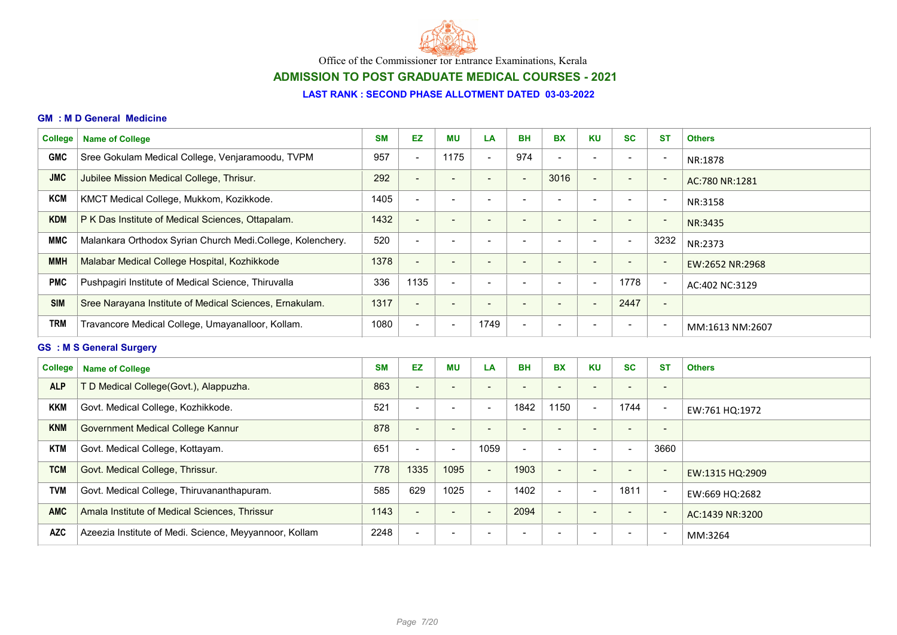Office of the Commissioner for Entrance Examinations, Kerala

## ADMISSION TO POST GRADUATE MEDICAL COURSES - 2021

### LAST RANK : SECOND PHASE ALLOTMENT DATED 03-03-2022

#### GM : M D General Medicine

| College | Name of College | SM | EZ | MU | LA | BH | BX | KU | SC | ST | Others |
|---|---|---|---|---|---|---|---|---|---|---|---|
| GMC | Sree Gokulam Medical College, Venjaramoodu, TVPM | 957 | - | 1175 | - | 974 | - | - | - | - | NR:1878 |
| JMC | Jubilee Mission Medical College, Thrisur. | 292 | - | - | - | - | 3016 | - | - | - | AC:780 NR:1281 |
| KCM | KMCT Medical College, Mukkom, Kozikkode. | 1405 | - | - | - | - | - | - | - | - | NR:3158 |
| KDM | P K Das Institute of Medical Sciences, Ottapalam. | 1432 | - | - | - | - | - | - | - | - | NR:3435 |
| MMC | Malankara Orthodox Syrian Church Medi.College, Kolenchery. | 520 | - | - | - | - | - | - | - | 3232 | NR:2373 |
| MMH | Malabar Medical College Hospital, Kozhikkode | 1378 | - | - | - | - | - | - | - | - | EW:2652 NR:2968 |
| PMC | Pushpagiri Institute of Medical Science, Thiruvalla | 336 | 1135 | - | - | - | - | - | 1778 | - | AC:402 NC:3129 |
| SIM | Sree Narayana Institute of Medical Sciences, Ernakulam. | 1317 | - | - | - | - | - | - | 2447 | - | |
| TRM | Travancore Medical College, Umayanalloor, Kollam. | 1080 | - | - | 1749 | - | - | - | - | - | MM:1613 NM:2607 |

#### GS : M S General Surgery

| College | Name of College | SM | EZ | MU | LA | BH | BX | KU | SC | ST | Others |
|---|---|---|---|---|---|---|---|---|---|---|---|
| ALP | T D Medical College(Govt.), Alappuzha. | 863 | - | - | - | - | - | - | - | - | |
| KKM | Govt. Medical College, Kozhikkode. | 521 | - | - | - | 1842 | 1150 | - | 1744 | - | EW:761 HQ:1972 |
| KNM | Government Medical College Kannur | 878 | - | - | - | - | - | - | - | - | |
| KTM | Govt. Medical College, Kottayam. | 651 | - | - | 1059 | - | - | - | - | 3660 | |
| TCM | Govt. Medical College, Thrissur. | 778 | 1335 | 1095 | - | 1903 | - | - | - | - | EW:1315 HQ:2909 |
| TVM | Govt. Medical College, Thiruvananthapuram. | 585 | 629 | 1025 | - | 1402 | - | - | 1811 | - | EW:669 HQ:2682 |
| AMC | Amala Institute of Medical Sciences, Thrissur | 1143 | - | - | - | 2094 | - | - | - | - | AC:1439 NR:3200 |
| AZC | Azeezia Institute of Medi. Science, Meyyannoor, Kollam | 2248 | - | - | - | - | - | - | - | - | MM:3264 |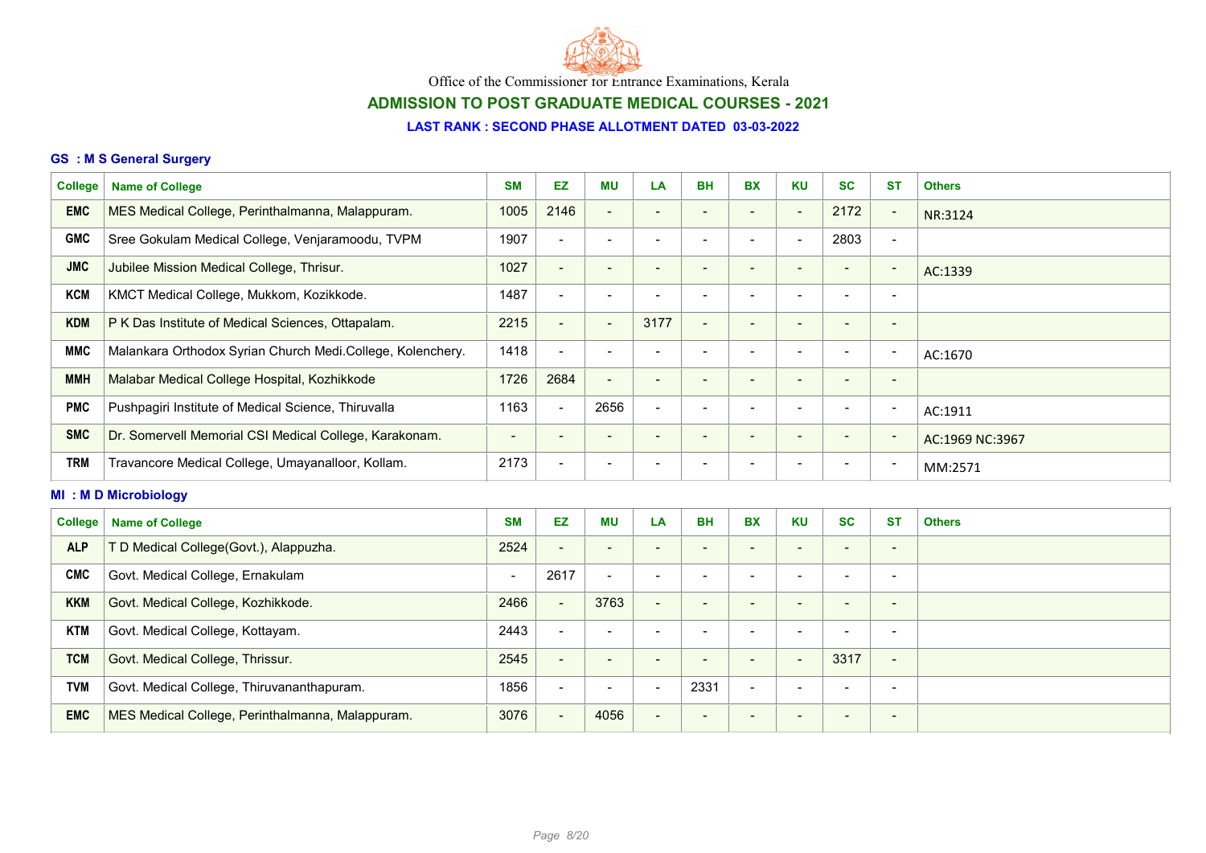Office of the Commissioner for Entrance Examinations, Kerala

## ADMISSION TO POST GRADUATE MEDICAL COURSES - 2021

### LAST RANK : SECOND PHASE ALLOTMENT DATED 03-03-2022

### GS : M S General Surgery

| College | Name of College | SM | EZ | MU | LA | BH | BX | KU | SC | ST | Others |
|---|---|---|---|---|---|---|---|---|---|---|---|
| EMC | MES Medical College, Perinthalmanna, Malappuram. | 1005 | 2146 | - | - | - | - | - | 2172 | - | NR:3124 |
| GMC | Sree Gokulam Medical College, Venjaramoodu, TVPM | 1907 | - | - | - | - | - | - | 2803 | - | |
| JMC | Jubilee Mission Medical College, Thrisur. | 1027 | - | - | - | - | - | - | - | - | AC:1339 |
| KCM | KMCT Medical College, Mukkom, Kozikkode. | 1487 | - | - | - | - | - | - | - | - | |
| KDM | P K Das Institute of Medical Sciences, Ottapalam. | 2215 | - | - | 3177 | - | - | - | - | - | |
| MMC | Malankara Orthodox Syrian Church Medi.College, Kolenchery. | 1418 | - | - | - | - | - | - | - | - | AC:1670 |
| MMH | Malabar Medical College Hospital, Kozhikkode | 1726 | 2684 | - | - | - | - | - | - | - | |
| PMC | Pushpagiri Institute of Medical Science, Thiruvalla | 1163 | - | 2656 | - | - | - | - | - | - | AC:1911 |
| SMC | Dr. Somervell Memorial CSI Medical College, Karakonam. | - | - | - | - | - | - | - | - | - | AC:1969 NC:3967 |
| TRM | Travancore Medical College, Umayanalloor, Kollam. | 2173 | - | - | - | - | - | - | - | - | MM:2571 |

### MI : M D Microbiology

| College | Name of College | SM | EZ | MU | LA | BH | BX | KU | SC | ST | Others |
|---|---|---|---|---|---|---|---|---|---|---|---|
| ALP | T D Medical College(Govt.), Alappuzha. | 2524 | - | - | - | - | - | - | - | - | |
| CMC | Govt. Medical College, Ernakulam | - | 2617 | - | - | - | - | - | - | - | |
| KKM | Govt. Medical College, Kozhikkode. | 2466 | - | 3763 | - | - | - | - | - | - | |
| KTM | Govt. Medical College, Kottayam. | 2443 | - | - | - | - | - | - | - | - | |
| TCM | Govt. Medical College, Thrissur. | 2545 | - | - | - | - | - | - | 3317 | - | |
| TVM | Govt. Medical College, Thiruvananthapuram. | 1856 | - | - | - | 2331 | - | - | - | - | |
| EMC | MES Medical College, Perinthalmanna, Malappuram. | 3076 | - | 4056 | - | - | - | - | - | - | |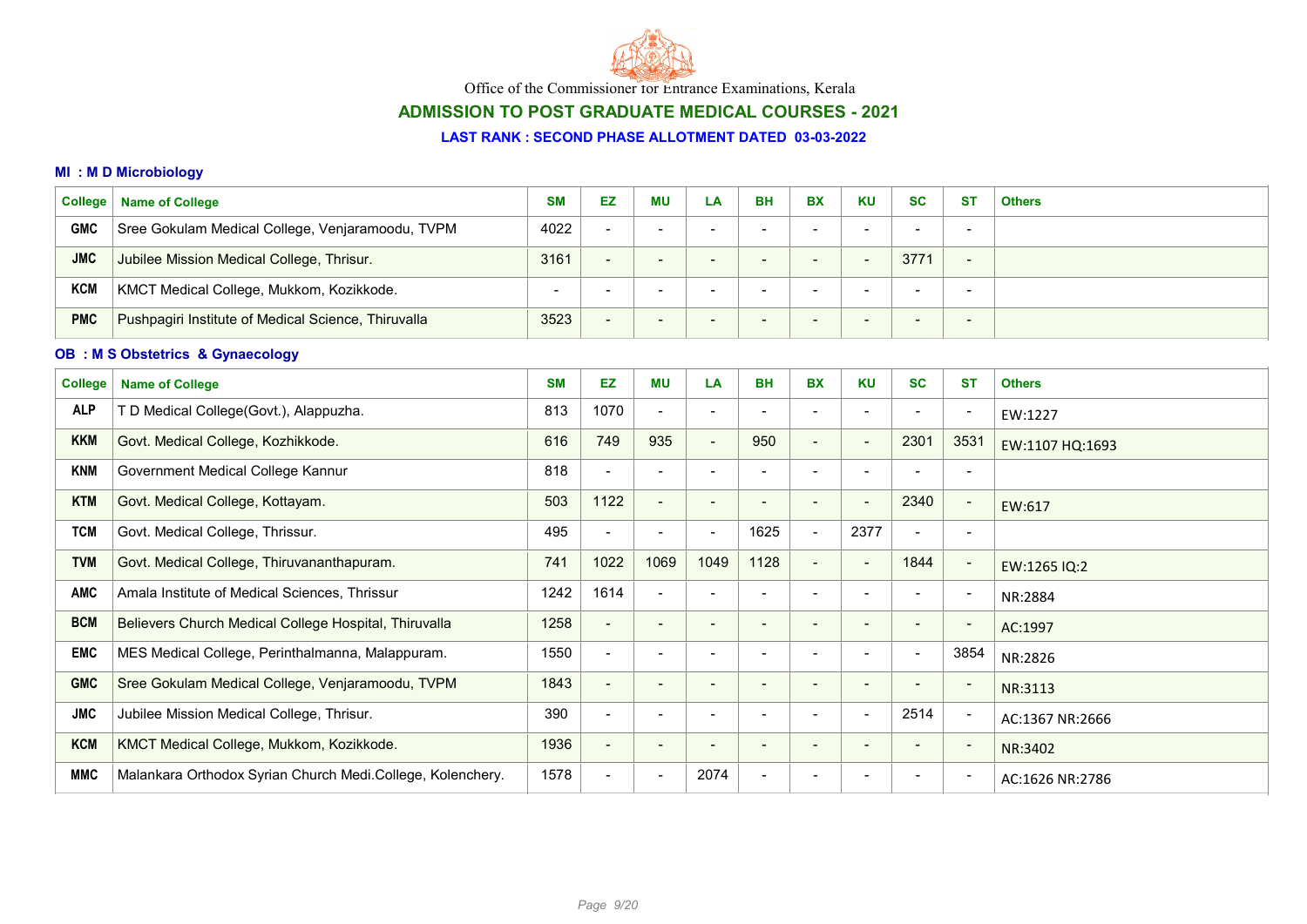Office of the Commissioner for Entrance Examinations, Kerala

## ADMISSION TO POST GRADUATE MEDICAL COURSES - 2021

### LAST RANK : SECOND PHASE ALLOTMENT DATED 03-03-2022

#### MI : M D Microbiology

| College | Name of College | SM | EZ | MU | LA | BH | BX | KU | SC | ST | Others |
|---|---|---|---|---|---|---|---|---|---|---|---|
| GMC | Sree Gokulam Medical College, Venjaramoodu, TVPM | 4022 | - | - | - | - | - | - | - | - | |
| JMC | Jubilee Mission Medical College, Thrisur. | 3161 | - | - | - | - | - | - | 3771 | - | |
| KCM | KMCT Medical College, Mukkom, Kozikkode. | - | - | - | - | - | - | - | - | - | |
| PMC | Pushpagiri Institute of Medical Science, Thiruvalla | 3523 | - | - | - | - | - | - | - | - | |

#### OB : M S Obstetrics & Gynaecology

| College | Name of College | SM | EZ | MU | LA | BH | BX | KU | SC | ST | Others |
|---|---|---|---|---|---|---|---|---|---|---|---|
| ALP | T D Medical College(Govt.), Alappuzha. | 813 | 1070 | - | - | - | - | - | - | - | EW:1227 |
| KKM | Govt. Medical College, Kozhikkode. | 616 | 749 | 935 | - | 950 | - | - | 2301 | 3531 | EW:1107 HQ:1693 |
| KNM | Government Medical College Kannur | 818 | - | - | - | - | - | - | - | - | |
| KTM | Govt. Medical College, Kottayam. | 503 | 1122 | - | - | - | - | - | 2340 | - | EW:617 |
| TCM | Govt. Medical College, Thrissur. | 495 | - | - | - | 1625 | - | 2377 | - | - | |
| TVM | Govt. Medical College, Thiruvananthapuram. | 741 | 1022 | 1069 | 1049 | 1128 | - | - | 1844 | - | EW:1265 IQ:2 |
| AMC | Amala Institute of Medical Sciences, Thrissur | 1242 | 1614 | - | - | - | - | - | - | - | NR:2884 |
| BCM | Believers Church Medical College Hospital, Thiruvalla | 1258 | - | - | - | - | - | - | - | - | AC:1997 |
| EMC | MES Medical College, Perinthalmanna, Malappuram. | 1550 | - | - | - | - | - | - | - | 3854 | NR:2826 |
| GMC | Sree Gokulam Medical College, Venjaramoodu, TVPM | 1843 | - | - | - | - | - | - | - | - | NR:3113 |
| JMC | Jubilee Mission Medical College, Thrisur. | 390 | - | - | - | - | - | - | 2514 | - | AC:1367 NR:2666 |
| KCM | KMCT Medical College, Mukkom, Kozikkode. | 1936 | - | - | - | - | - | - | - | - | NR:3402 |
| MMC | Malankara Orthodox Syrian Church Medi.College, Kolenchery. | 1578 | - | - | 2074 | - | - | - | - | - | AC:1626 NR:2786 |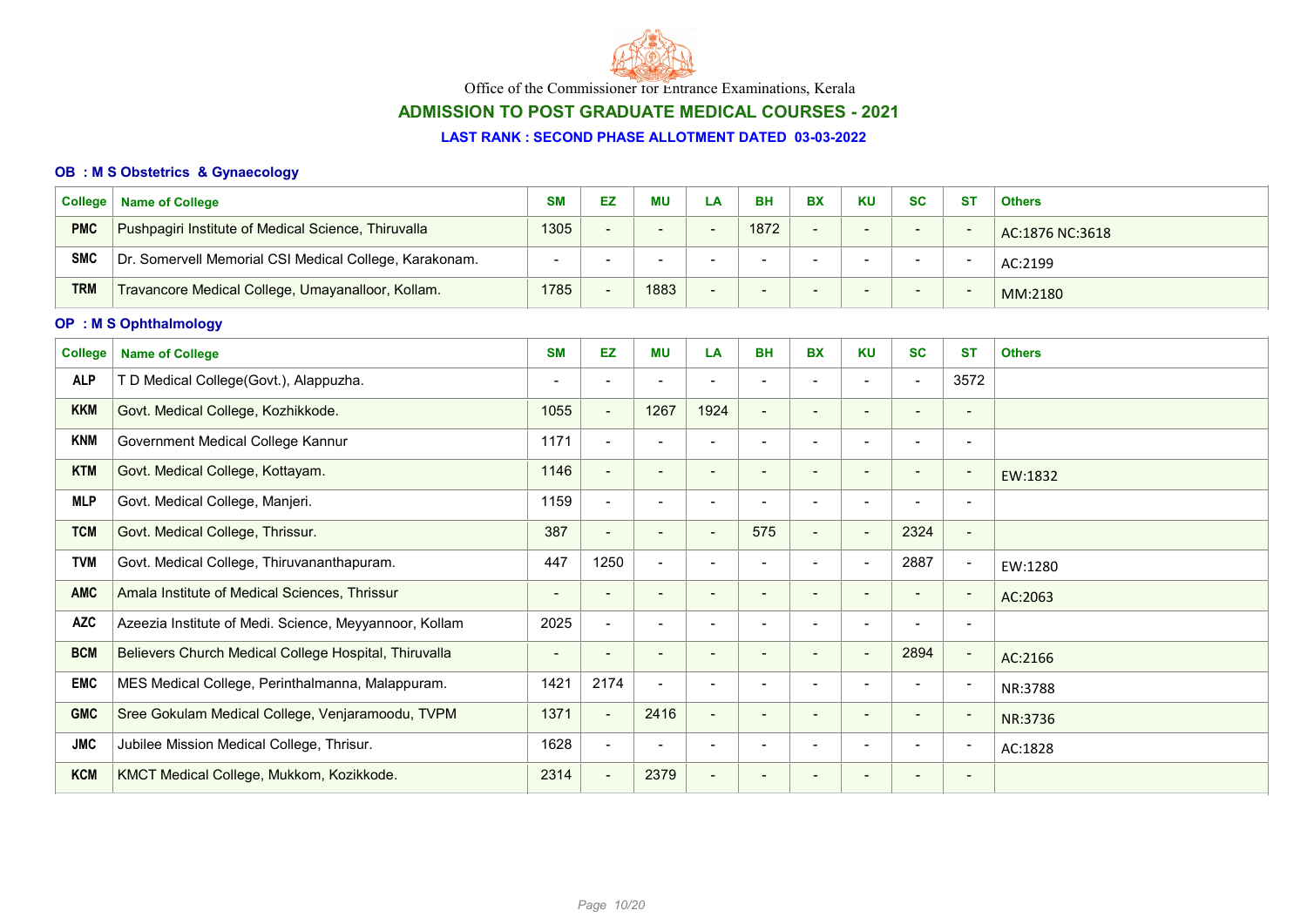Office of the Commissioner for Entrance Examinations, Kerala

## ADMISSION TO POST GRADUATE MEDICAL COURSES - 2021

### LAST RANK : SECOND PHASE ALLOTMENT DATED 03-03-2022

### OB : M S Obstetrics & Gynaecology

| College | Name of College | SM | EZ | MU | LA | BH | BX | KU | SC | ST | Others |
|---|---|---|---|---|---|---|---|---|---|---|---|
| PMC | Pushpagiri Institute of Medical Science, Thiruvalla | 1305 | - | - | - | 1872 | - | - | - | - | AC:1876 NC:3618 |
| SMC | Dr. Somervell Memorial CSI Medical College, Karakonam. | - | - | - | - | - | - | - | - | - | AC:2199 |
| TRM | Travancore Medical College, Umayanalloor, Kollam. | 1785 | - | 1883 | - | - | - | - | - | - | MM:2180 |

### OP : M S Ophthalmology

| College | Name of College | SM | EZ | MU | LA | BH | BX | KU | SC | ST | Others |
|---|---|---|---|---|---|---|---|---|---|---|---|
| ALP | T D Medical College(Govt.), Alappuzha. | - | - | - | - | - | - | - | - | 3572 | |
| KKM | Govt. Medical College, Kozhikkode. | 1055 | - | 1267 | 1924 | - | - | - | - | - | |
| KNM | Government Medical College Kannur | 1171 | - | - | - | - | - | - | - | - | |
| KTM | Govt. Medical College, Kottayam. | 1146 | - | - | - | - | - | - | - | - | EW:1832 |
| MLP | Govt. Medical College, Manjeri. | 1159 | - | - | - | - | - | - | - | - | |
| TCM | Govt. Medical College, Thrissur. | 387 | - | - | - | 575 | - | - | 2324 | - | |
| TVM | Govt. Medical College, Thiruvananthapuram. | 447 | 1250 | - | - | - | - | - | 2887 | - | EW:1280 |
| AMC | Amala Institute of Medical Sciences, Thrissur | - | - | - | - | - | - | - | - | - | AC:2063 |
| AZC | Azeezia Institute of Medi. Science, Meyyannoor, Kollam | 2025 | - | - | - | - | - | - | - | - | |
| BCM | Believers Church Medical College Hospital, Thiruvalla | - | - | - | - | - | - | - | 2894 | - | AC:2166 |
| EMC | MES Medical College, Perinthalmanna, Malappuram. | 1421 | 2174 | - | - | - | - | - | - | - | NR:3788 |
| GMC | Sree Gokulam Medical College, Venjaramoodu, TVPM | 1371 | - | 2416 | - | - | - | - | - | - | NR:3736 |
| JMC | Jubilee Mission Medical College, Thrisur. | 1628 | - | - | - | - | - | - | - | - | AC:1828 |
| KCM | KMCT Medical College, Mukkom, Kozikkode. | 2314 | - | 2379 | - | - | - | - | - | - | |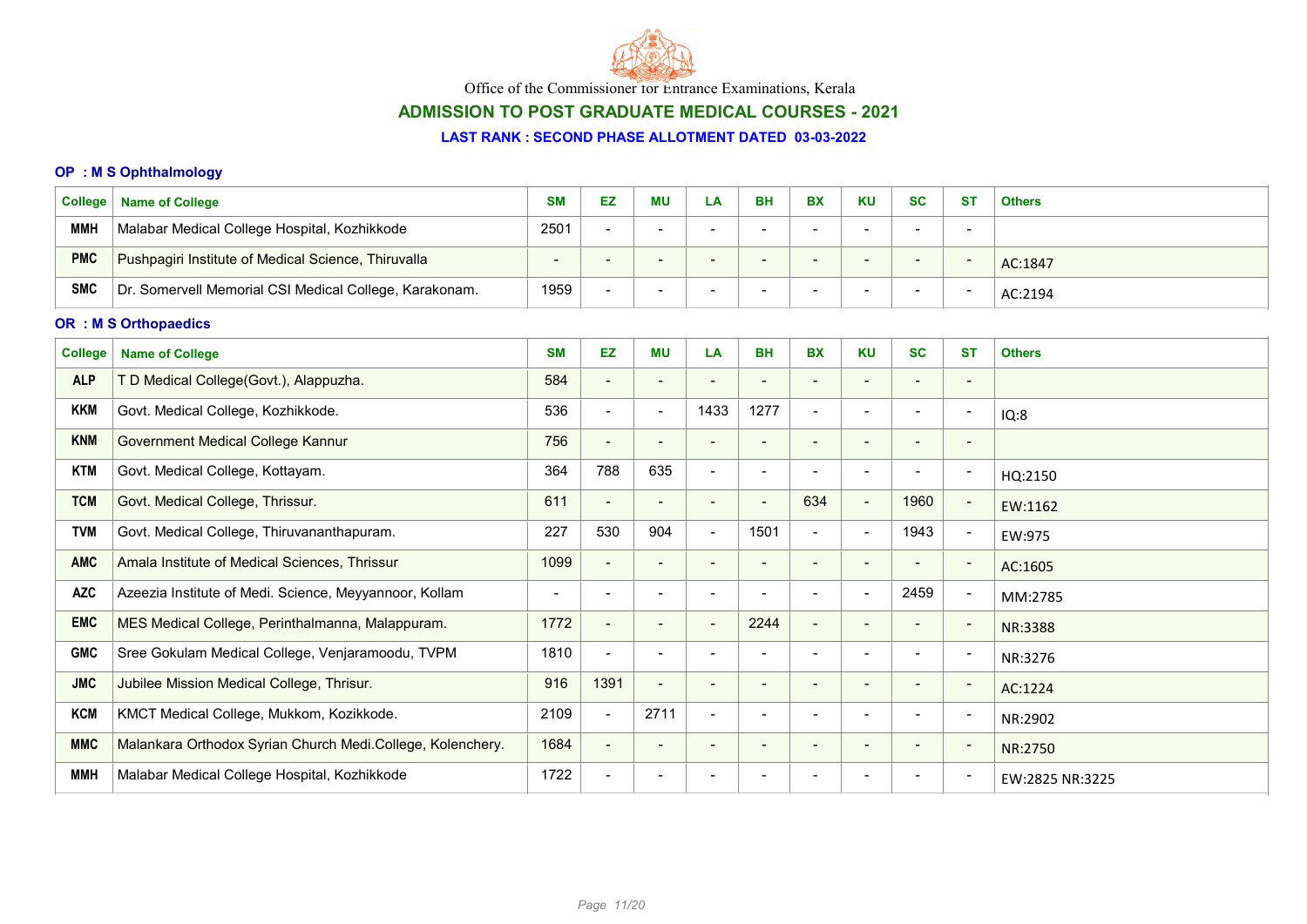Office of the Commissioner for Entrance Examinations, Kerala

## ADMISSION TO POST GRADUATE MEDICAL COURSES - 2021

### LAST RANK : SECOND PHASE ALLOTMENT DATED 03-03-2022

#### OP : M S Ophthalmology

| College | Name of College | SM | EZ | MU | LA | BH | BX | KU | SC | ST | Others |
|---|---|---|---|---|---|---|---|---|---|---|---|
| MMH | Malabar Medical College Hospital, Kozhikkode | 2501 | - | - | - | - | - | - | - | - | |
| PMC | Pushpagiri Institute of Medical Science, Thiruvalla | - | - | - | - | - | - | - | - | - | AC:1847 |
| SMC | Dr. Somervell Memorial CSI Medical College, Karakonam. | 1959 | - | - | - | - | - | - | - | - | AC:2194 |

#### OR : M S Orthopaedics

| College | Name of College | SM | EZ | MU | LA | BH | BX | KU | SC | ST | Others |
|---|---|---|---|---|---|---|---|---|---|---|---|
| ALP | T D Medical College(Govt.), Alappuzha. | 584 | - | - | - | - | - | - | - | - | |
| KKM | Govt. Medical College, Kozhikkode. | 536 | - | - | 1433 | 1277 | - | - | - | - | IQ:8 |
| KNM | Government Medical College Kannur | 756 | - | - | - | - | - | - | - | - | |
| KTM | Govt. Medical College, Kottayam. | 364 | 788 | 635 | - | - | - | - | - | - | HQ:2150 |
| TCM | Govt. Medical College, Thrissur. | 611 | - | - | - | - | 634 | - | 1960 | - | EW:1162 |
| TVM | Govt. Medical College, Thiruvananthapuram. | 227 | 530 | 904 | - | 1501 | - | - | 1943 | - | EW:975 |
| AMC | Amala Institute of Medical Sciences, Thrissur | 1099 | - | - | - | - | - | - | - | - | AC:1605 |
| AZC | Azeezia Institute of Medi. Science, Meyyannoor, Kollam | - | - | - | - | - | - | - | 2459 | - | MM:2785 |
| EMC | MES Medical College, Perinthalmanna, Malappuram. | 1772 | - | - | - | 2244 | - | - | - | - | NR:3388 |
| GMC | Sree Gokulam Medical College, Venjaramoodu, TVPM | 1810 | - | - | - | - | - | - | - | - | NR:3276 |
| JMC | Jubilee Mission Medical College, Thrisur. | 916 | 1391 | - | - | - | - | - | - | - | AC:1224 |
| KCM | KMCT Medical College, Mukkom, Kozikkode. | 2109 | - | 2711 | - | - | - | - | - | - | NR:2902 |
| MMC | Malankara Orthodox Syrian Church Medi.College, Kolenchery. | 1684 | - | - | - | - | - | - | - | - | NR:2750 |
| MMH | Malabar Medical College Hospital, Kozhikkode | 1722 | - | - | - | - | - | - | - | - | EW:2825 NR:3225 |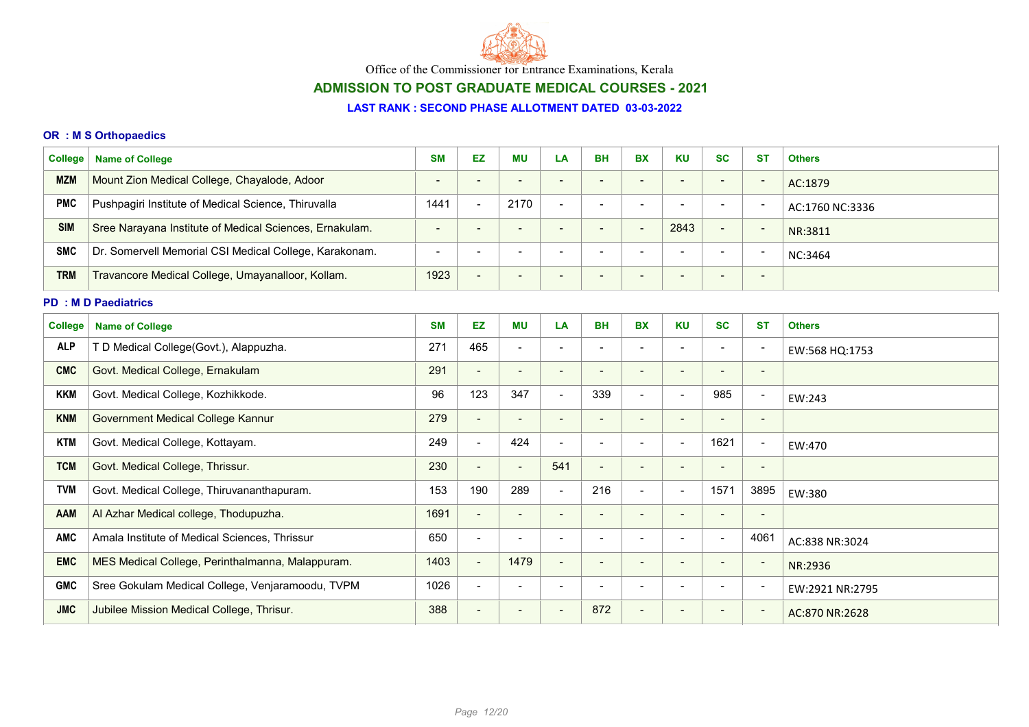Office of the Commissioner for Entrance Examinations, Kerala

## ADMISSION TO POST GRADUATE MEDICAL COURSES - 2021

### LAST RANK : SECOND PHASE ALLOTMENT DATED 03-03-2022

#### OR : M S Orthopaedics

| College | Name of College | SM | EZ | MU | LA | BH | BX | KU | SC | ST | Others |
|---|---|---|---|---|---|---|---|---|---|---|---|
| MZM | Mount Zion Medical College, Chayalode, Adoor | - | - | - | - | - | - | - | - | - | AC:1879 |
| PMC | Pushpagiri Institute of Medical Science, Thiruvalla | 1441 | - | 2170 | - | - | - | - | - | - | AC:1760 NC:3336 |
| SIM | Sree Narayana Institute of Medical Sciences, Ernakulam. | - | - | - | - | - | - | 2843 | - | - | NR:3811 |
| SMC | Dr. Somervell Memorial CSI Medical College, Karakonam. | - | - | - | - | - | - | - | - | - | NC:3464 |
| TRM | Travancore Medical College, Umayanalloor, Kollam. | 1923 | - | - | - | - | - | - | - | - | |

#### PD : M D Paediatrics

| College | Name of College | SM | EZ | MU | LA | BH | BX | KU | SC | ST | Others |
|---|---|---|---|---|---|---|---|---|---|---|---|
| ALP | T D Medical College(Govt.), Alappuzha. | 271 | 465 | - | - | - | - | - | - | - | EW:568 HQ:1753 |
| CMC | Govt. Medical College, Ernakulam | 291 | - | - | - | - | - | - | - | - | |
| KKM | Govt. Medical College, Kozhikkode. | 96 | 123 | 347 | - | 339 | - | - | 985 | - | EW:243 |
| KNM | Government Medical College Kannur | 279 | - | - | - | - | - | - | - | - | |
| KTM | Govt. Medical College, Kottayam. | 249 | - | 424 | - | - | - | - | 1621 | - | EW:470 |
| TCM | Govt. Medical College, Thrissur. | 230 | - | - | 541 | - | - | - | - | - | |
| TVM | Govt. Medical College, Thiruvananthapuram. | 153 | 190 | 289 | - | 216 | - | - | 1571 | 3895 | EW:380 |
| AAM | Al Azhar Medical college, Thodupuzha. | 1691 | - | - | - | - | - | - | - | - | |
| AMC | Amala Institute of Medical Sciences, Thrissur | 650 | - | - | - | - | - | - | - | 4061 | AC:838 NR:3024 |
| EMC | MES Medical College, Perinthalmanna, Malappuram. | 1403 | - | 1479 | - | - | - | - | - | - | NR:2936 |
| GMC | Sree Gokulam Medical College, Venjaramoodu, TVPM | 1026 | - | - | - | - | - | - | - | - | EW:2921 NR:2795 |
| JMC | Jubilee Mission Medical College, Thrisur. | 388 | - | - | - | 872 | - | - | - | - | AC:870 NR:2628 |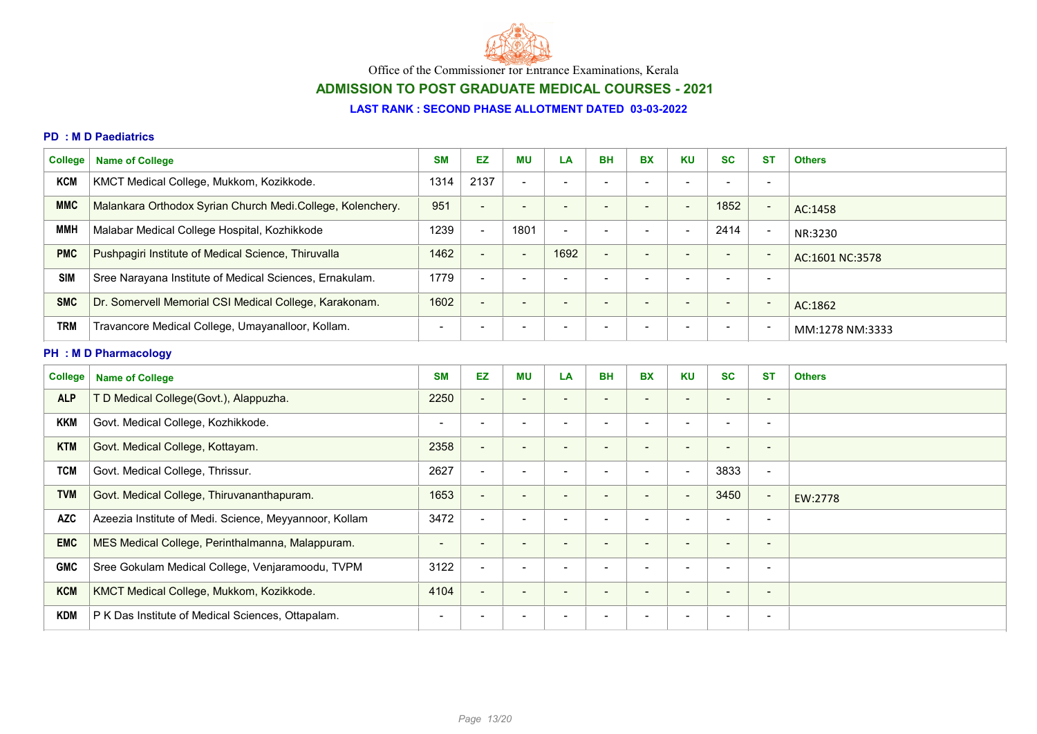Office of the Commissioner for Entrance Examinations, Kerala

## ADMISSION TO POST GRADUATE MEDICAL COURSES - 2021

### LAST RANK : SECOND PHASE ALLOTMENT DATED 03-03-2022

#### PD : M D Paediatrics

| College | Name of College | SM | EZ | MU | LA | BH | BX | KU | SC | ST | Others |
|---|---|---|---|---|---|---|---|---|---|---|---|
| KCM | KMCT Medical College, Mukkom, Kozikkode. | 1314 | 2137 | - | - | - | - | - | - | - | |
| MMC | Malankara Orthodox Syrian Church Medi.College, Kolenchery. | 951 | - | - | - | - | - | - | 1852 | - | AC:1458 |
| MMH | Malabar Medical College Hospital, Kozhikkode | 1239 | - | 1801 | - | - | - | - | 2414 | - | NR:3230 |
| PMC | Pushpagiri Institute of Medical Science, Thiruvalla | 1462 | - | - | 1692 | - | - | - | - | - | AC:1601 NC:3578 |
| SIM | Sree Narayana Institute of Medical Sciences, Ernakulam. | 1779 | - | - | - | - | - | - | - | - | |
| SMC | Dr. Somervell Memorial CSI Medical College, Karakonam. | 1602 | - | - | - | - | - | - | - | - | AC:1862 |
| TRM | Travancore Medical College, Umayanalloor, Kollam. | - | - | - | - | - | - | - | - | - | MM:1278 NM:3333 |

#### PH : M D Pharmacology

| College | Name of College | SM | EZ | MU | LA | BH | BX | KU | SC | ST | Others |
|---|---|---|---|---|---|---|---|---|---|---|---|
| ALP | T D Medical College(Govt.), Alappuzha. | 2250 | - | - | - | - | - | - | - | - | |
| KKM | Govt. Medical College, Kozhikkode. | - | - | - | - | - | - | - | - | - | |
| KTM | Govt. Medical College, Kottayam. | 2358 | - | - | - | - | - | - | - | - | |
| TCM | Govt. Medical College, Thrissur. | 2627 | - | - | - | - | - | - | 3833 | - | |
| TVM | Govt. Medical College, Thiruvananthapuram. | 1653 | - | - | - | - | - | - | 3450 | - | EW:2778 |
| AZC | Azeezia Institute of Medi. Science, Meyyannoor, Kollam | 3472 | - | - | - | - | - | - | - | - | |
| EMC | MES Medical College, Perinthalmanna, Malappuram. | - | - | - | - | - | - | - | - | - | |
| GMC | Sree Gokulam Medical College, Venjaramoodu, TVPM | 3122 | - | - | - | - | - | - | - | - | |
| KCM | KMCT Medical College, Mukkom, Kozikkode. | 4104 | - | - | - | - | - | - | - | - | |
| KDM | P K Das Institute of Medical Sciences, Ottapalam. | - | - | - | - | - | - | - | - | - | |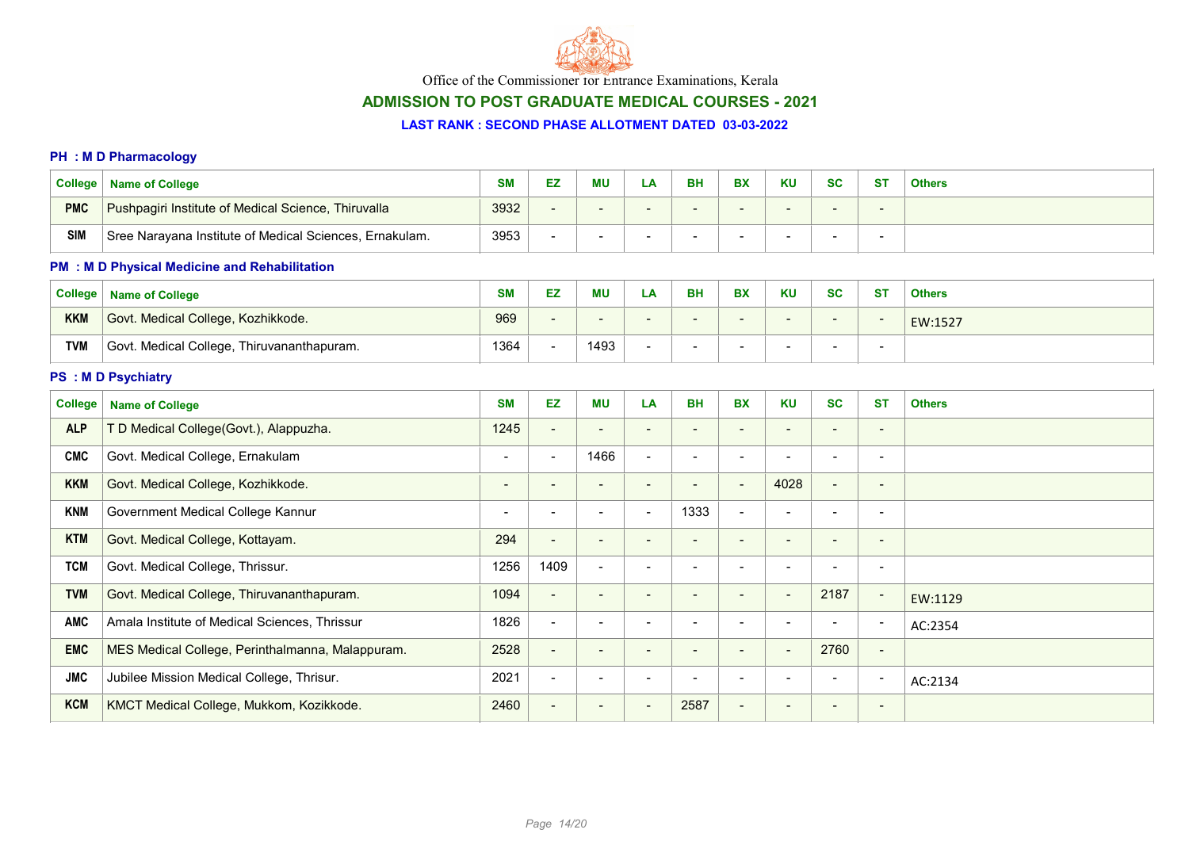Office of the Commissioner for Entrance Examinations, Kerala

## ADMISSION TO POST GRADUATE MEDICAL COURSES - 2021

### LAST RANK : SECOND PHASE ALLOTMENT DATED 03-03-2022

#### PH : M D Pharmacology

| College | Name of College | SM | EZ | MU | LA | BH | BX | KU | SC | ST | Others |
|---|---|---|---|---|---|---|---|---|---|---|---|
| PMC | Pushpagiri Institute of Medical Science, Thiruvalla | 3932 | - | - | - | - | - | - | - | - | |
| SIM | Sree Narayana Institute of Medical Sciences, Ernakulam. | 3953 | - | - | - | - | - | - | - | - | |

#### PM : M D Physical Medicine and Rehabilitation

| College | Name of College | SM | EZ | MU | LA | BH | BX | KU | SC | ST | Others |
|---|---|---|---|---|---|---|---|---|---|---|---|
| KKM | Govt. Medical College, Kozhikkode. | 969 | - | - | - | - | - | - | - | - | EW:1527 |
| TVM | Govt. Medical College, Thiruvananthapuram. | 1364 | - | 1493 | - | - | - | - | - | - | |

#### PS : M D Psychiatry

| College | Name of College | SM | EZ | MU | LA | BH | BX | KU | SC | ST | Others |
|---|---|---|---|---|---|---|---|---|---|---|---|
| ALP | T D Medical College(Govt.), Alappuzha. | 1245 | - | - | - | - | - | - | - | - | |
| CMC | Govt. Medical College, Ernakulam | - | - | 1466 | - | - | - | - | - | - | |
| KKM | Govt. Medical College, Kozhikkode. | - | - | - | - | - | - | 4028 | - | - | |
| KNM | Government Medical College Kannur | - | - | - | - | 1333 | - | - | - | - | |
| KTM | Govt. Medical College, Kottayam. | 294 | - | - | - | - | - | - | - | - | |
| TCM | Govt. Medical College, Thrissur. | 1256 | 1409 | - | - | - | - | - | - | - | |
| TVM | Govt. Medical College, Thiruvananthapuram. | 1094 | - | - | - | - | - | - | 2187 | - | EW:1129 |
| AMC | Amala Institute of Medical Sciences, Thrissur | 1826 | - | - | - | - | - | - | - | - | AC:2354 |
| EMC | MES Medical College, Perinthalmanna, Malappuram. | 2528 | - | - | - | - | - | - | 2760 | - | |
| JMC | Jubilee Mission Medical College, Thrisur. | 2021 | - | - | - | - | - | - | - | - | AC:2134 |
| KCM | KMCT Medical College, Mukkom, Kozikkode. | 2460 | - | - | - | 2587 | - | - | - | - | |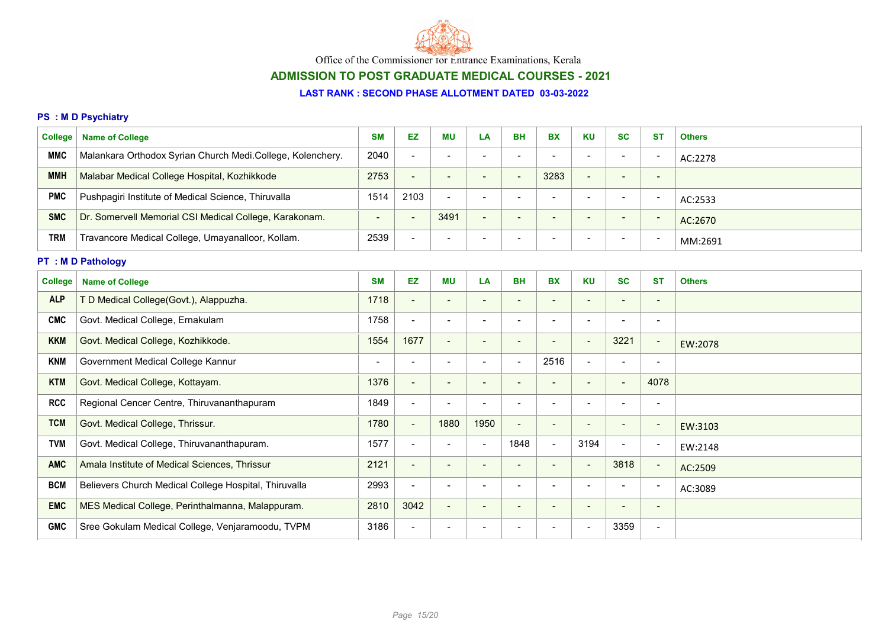Office of the Commissioner for Entrance Examinations, Kerala

## ADMISSION TO POST GRADUATE MEDICAL COURSES - 2021

### LAST RANK : SECOND PHASE ALLOTMENT DATED 03-03-2022

#### PS : M D Psychiatry

| College | Name of College | SM | EZ | MU | LA | BH | BX | KU | SC | ST | Others |
|---|---|---|---|---|---|---|---|---|---|---|---|
| MMC | Malankara Orthodox Syrian Church Medi.College, Kolenchery. | 2040 | - | - | - | - | - | - | - | - | AC:2278 |
| MMH | Malabar Medical College Hospital, Kozhikkode | 2753 | - | - | - | - | 3283 | - | - | - | |
| PMC | Pushpagiri Institute of Medical Science, Thiruvalla | 1514 | 2103 | - | - | - | - | - | - | - | AC:2533 |
| SMC | Dr. Somervell Memorial CSI Medical College, Karakonam. | - | - | 3491 | - | - | - | - | - | - | AC:2670 |
| TRM | Travancore Medical College, Umayanalloor, Kollam. | 2539 | - | - | - | - | - | - | - | - | MM:2691 |

#### PT : M D Pathology

| College | Name of College | SM | EZ | MU | LA | BH | BX | KU | SC | ST | Others |
|---|---|---|---|---|---|---|---|---|---|---|---|
| ALP | T D Medical College(Govt.), Alappuzha. | 1718 | - | - | - | - | - | - | - | - | |
| CMC | Govt. Medical College, Ernakulam | 1758 | - | - | - | - | - | - | - | - | |
| KKM | Govt. Medical College, Kozhikkode. | 1554 | 1677 | - | - | - | - | - | 3221 | - | EW:2078 |
| KNM | Government Medical College Kannur | - | - | - | - | - | 2516 | - | - | - | |
| KTM | Govt. Medical College, Kottayam. | 1376 | - | - | - | - | - | - | - | 4078 | |
| RCC | Regional Cencer Centre, Thiruvananthapuram | 1849 | - | - | - | - | - | - | - | - | |
| TCM | Govt. Medical College, Thrissur. | 1780 | - | 1880 | 1950 | - | - | - | - | - | EW:3103 |
| TVM | Govt. Medical College, Thiruvananthapuram. | 1577 | - | - | - | 1848 | - | 3194 | - | - | EW:2148 |
| AMC | Amala Institute of Medical Sciences, Thrissur | 2121 | - | - | - | - | - | - | 3818 | - | AC:2509 |
| BCM | Believers Church Medical College Hospital, Thiruvalla | 2993 | - | - | - | - | - | - | - | - | AC:3089 |
| EMC | MES Medical College, Perinthalmanna, Malappuram. | 2810 | 3042 | - | - | - | - | - | - | - | |
| GMC | Sree Gokulam Medical College, Venjaramoodu, TVPM | 3186 | - | - | - | - | - | - | 3359 | - | |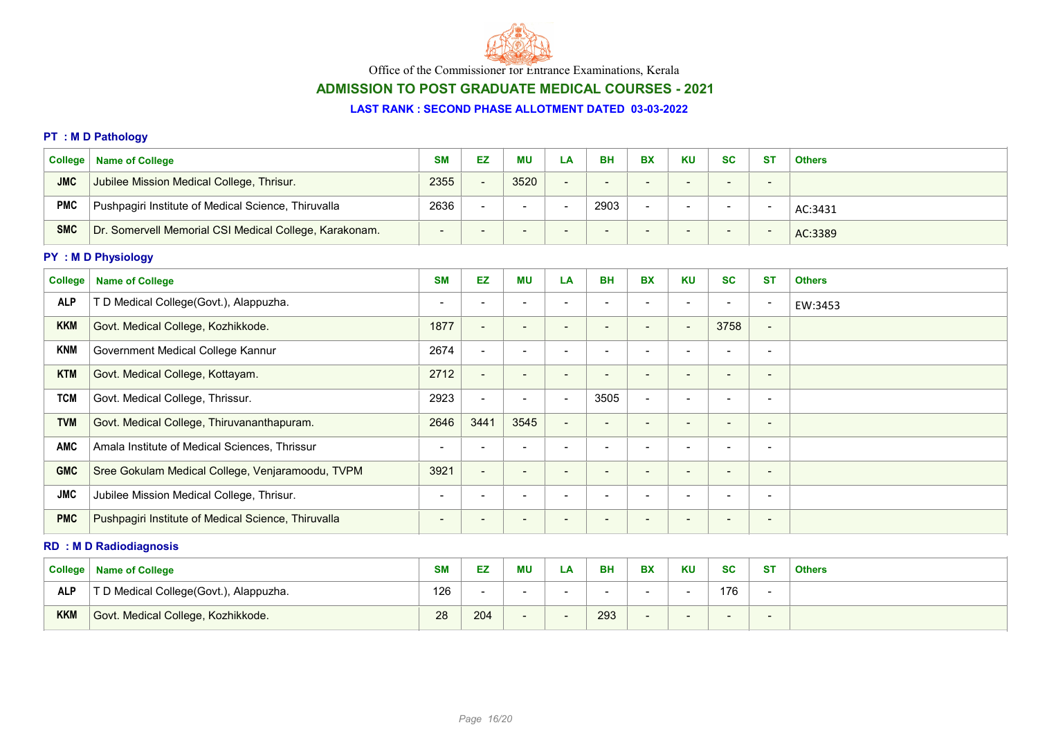Office of the Commissioner for Entrance Examinations, Kerala

## ADMISSION TO POST GRADUATE MEDICAL COURSES - 2021

### LAST RANK : SECOND PHASE ALLOTMENT DATED 03-03-2022

### PT : M D Pathology

| College | Name of College | SM | EZ | MU | LA | BH | BX | KU | SC | ST | Others |
|---|---|---|---|---|---|---|---|---|---|---|---|
| JMC | Jubilee Mission Medical College, Thrisur. | 2355 | - | 3520 | - | - | - | - | - | - | |
| PMC | Pushpagiri Institute of Medical Science, Thiruvalla | 2636 | - | - | - | 2903 | - | - | - | - | AC:3431 |
| SMC | Dr. Somervell Memorial CSI Medical College, Karakonam. | - | - | - | - | - | - | - | - | - | AC:3389 |

### PY : M D Physiology

| College | Name of College | SM | EZ | MU | LA | BH | BX | KU | SC | ST | Others |
|---|---|---|---|---|---|---|---|---|---|---|---|
| ALP | T D Medical College(Govt.), Alappuzha. | - | - | - | - | - | - | - | - | - | EW:3453 |
| KKM | Govt. Medical College, Kozhikkode. | 1877 | - | - | - | - | - | - | 3758 | - | |
| KNM | Government Medical College Kannur | 2674 | - | - | - | - | - | - | - | - | |
| KTM | Govt. Medical College, Kottayam. | 2712 | - | - | - | - | - | - | - | - | |
| TCM | Govt. Medical College, Thrissur. | 2923 | - | - | - | 3505 | - | - | - | - | |
| TVM | Govt. Medical College, Thiruvananthapuram. | 2646 | 3441 | 3545 | - | - | - | - | - | - | |
| AMC | Amala Institute of Medical Sciences, Thrissur | - | - | - | - | - | - | - | - | - | |
| GMC | Sree Gokulam Medical College, Venjaramoodu, TVPM | 3921 | - | - | - | - | - | - | - | - | |
| JMC | Jubilee Mission Medical College, Thrisur. | - | - | - | - | - | - | - | - | - | |
| PMC | Pushpagiri Institute of Medical Science, Thiruvalla | - | - | - | - | - | - | - | - | - | |

### RD : M D Radiodiagnosis

| College | Name of College | SM | EZ | MU | LA | BH | BX | KU | SC | ST | Others |
|---|---|---|---|---|---|---|---|---|---|---|---|
| ALP | T D Medical College(Govt.), Alappuzha. | 126 | - | - | - | - | - | - | 176 | - | |
| KKM | Govt. Medical College, Kozhikkode. | 28 | 204 | - | - | 293 | - | - | - | - | |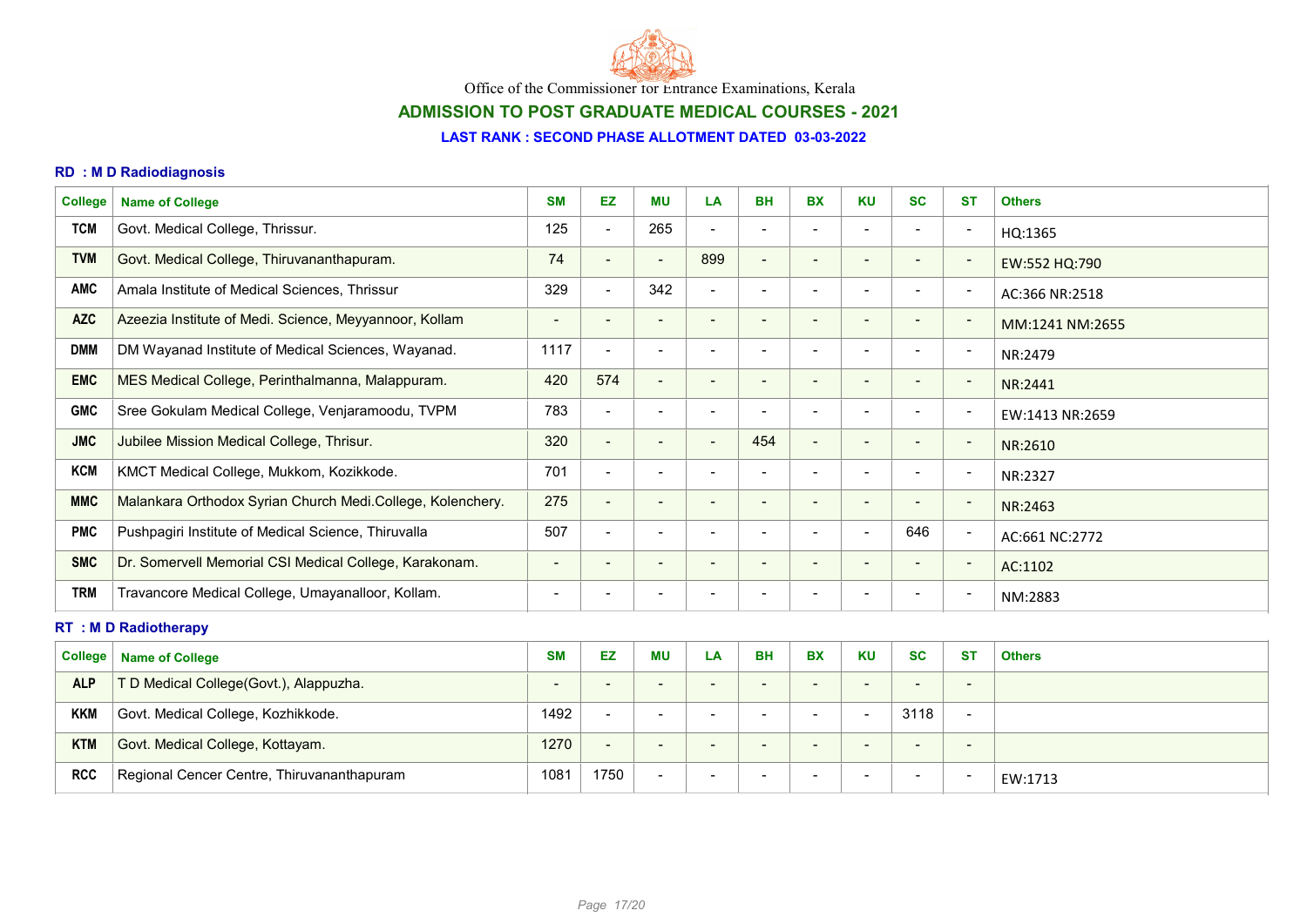Office of the Commissioner for Entrance Examinations, Kerala

## ADMISSION TO POST GRADUATE MEDICAL COURSES - 2021

### LAST RANK : SECOND PHASE ALLOTMENT DATED 03-03-2022

### RD : M D Radiodiagnosis

| College | Name of College | SM | EZ | MU | LA | BH | BX | KU | SC | ST | Others |
|---|---|---|---|---|---|---|---|---|---|---|---|
| TCM | Govt. Medical College, Thrissur. | 125 | - | 265 | - | - | - | - | - | - | HQ:1365 |
| TVM | Govt. Medical College, Thiruvananthapuram. | 74 | - | - | 899 | - | - | - | - | - | EW:552 HQ:790 |
| AMC | Amala Institute of Medical Sciences, Thrissur | 329 | - | 342 | - | - | - | - | - | - | AC:366 NR:2518 |
| AZC | Azeezia Institute of Medi. Science, Meyyannoor, Kollam | - | - | - | - | - | - | - | - | - | MM:1241 NM:2655 |
| DMM | DM Wayanad Institute of Medical Sciences, Wayanad. | 1117 | - | - | - | - | - | - | - | - | NR:2479 |
| EMC | MES Medical College, Perinthalmanna, Malappuram. | 420 | 574 | - | - | - | - | - | - | - | NR:2441 |
| GMC | Sree Gokulam Medical College, Venjaramoodu, TVPM | 783 | - | - | - | - | - | - | - | - | EW:1413 NR:2659 |
| JMC | Jubilee Mission Medical College, Thrisur. | 320 | - | - | - | 454 | - | - | - | - | NR:2610 |
| KCM | KMCT Medical College, Mukkom, Kozikkode. | 701 | - | - | - | - | - | - | - | - | NR:2327 |
| MMC | Malankara Orthodox Syrian Church Medi.College, Kolenchery. | 275 | - | - | - | - | - | - | - | - | NR:2463 |
| PMC | Pushpagiri Institute of Medical Science, Thiruvalla | 507 | - | - | - | - | - | - | 646 | - | AC:661 NC:2772 |
| SMC | Dr. Somervell Memorial CSI Medical College, Karakonam. | - | - | - | - | - | - | - | - | - | AC:1102 |
| TRM | Travancore Medical College, Umayanalloor, Kollam. | - | - | - | - | - | - | - | - | - | NM:2883 |

### RT : M D Radiotherapy

| College | Name of College | SM | EZ | MU | LA | BH | BX | KU | SC | ST | Others |
|---|---|---|---|---|---|---|---|---|---|---|---|
| ALP | T D Medical College(Govt.), Alappuzha. | - | - | - | - | - | - | - | - | - | |
| KKM | Govt. Medical College, Kozhikkode. | 1492 | - | - | - | - | - | - | 3118 | - | |
| KTM | Govt. Medical College, Kottayam. | 1270 | - | - | - | - | - | - | - | - | |
| RCC | Regional Cencer Centre, Thiruvananthapuram | 1081 | 1750 | - | - | - | - | - | - | - | EW:1713 |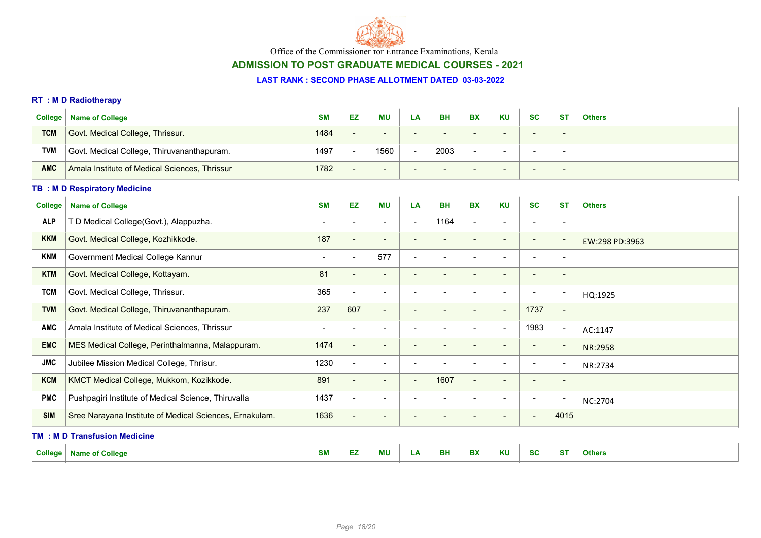Office of the Commissioner for Entrance Examinations, Kerala

## ADMISSION TO POST GRADUATE MEDICAL COURSES - 2021

### LAST RANK : SECOND PHASE ALLOTMENT DATED 03-03-2022

#### RT : M D Radiotherapy

| College | Name of College | SM | EZ | MU | LA | BH | BX | KU | SC | ST | Others |
|---|---|---|---|---|---|---|---|---|---|---|---|
| TCM | Govt. Medical College, Thrissur. | 1484 | - | - | - | - | - | - | - | - | |
| TVM | Govt. Medical College, Thiruvananthapuram. | 1497 | - | 1560 | - | 2003 | - | - | - | - | |
| AMC | Amala Institute of Medical Sciences, Thrissur | 1782 | - | - | - | - | - | - | - | - | |

#### TB : M D Respiratory Medicine

| College | Name of College | SM | EZ | MU | LA | BH | BX | KU | SC | ST | Others |
|---|---|---|---|---|---|---|---|---|---|---|---|
| ALP | T D Medical College(Govt.), Alappuzha. | - | - | - | - | 1164 | - | - | - | - | |
| KKM | Govt. Medical College, Kozhikkode. | 187 | - | - | - | - | - | - | - | - | EW:298 PD:3963 |
| KNM | Government Medical College Kannur | - | - | 577 | - | - | - | - | - | - | |
| KTM | Govt. Medical College, Kottayam. | 81 | - | - | - | - | - | - | - | - | |
| TCM | Govt. Medical College, Thrissur. | 365 | - | - | - | - | - | - | - | - | HQ:1925 |
| TVM | Govt. Medical College, Thiruvananthapuram. | 237 | 607 | - | - | - | - | - | 1737 | - | |
| AMC | Amala Institute of Medical Sciences, Thrissur | - | - | - | - | - | - | - | 1983 | - | AC:1147 |
| EMC | MES Medical College, Perinthalmanna, Malappuram. | 1474 | - | - | - | - | - | - | - | - | NR:2958 |
| JMC | Jubilee Mission Medical College, Thrisur. | 1230 | - | - | - | - | - | - | - | - | NR:2734 |
| KCM | KMCT Medical College, Mukkom, Kozikkode. | 891 | - | - | - | 1607 | - | - | - | - | |
| PMC | Pushpagiri Institute of Medical Science, Thiruvalla | 1437 | - | - | - | - | - | - | - | - | NC:2704 |
| SIM | Sree Narayana Institute of Medical Sciences, Ernakulam. | 1636 | - | - | - | - | - | - | - | 4015 | |

#### TM : M D Transfusion Medicine

| College | Name of College | SM | EZ | MU | LA | BH | BX | KU | SC | ST | Others |
|---|---|---|---|---|---|---|---|---|---|---|---|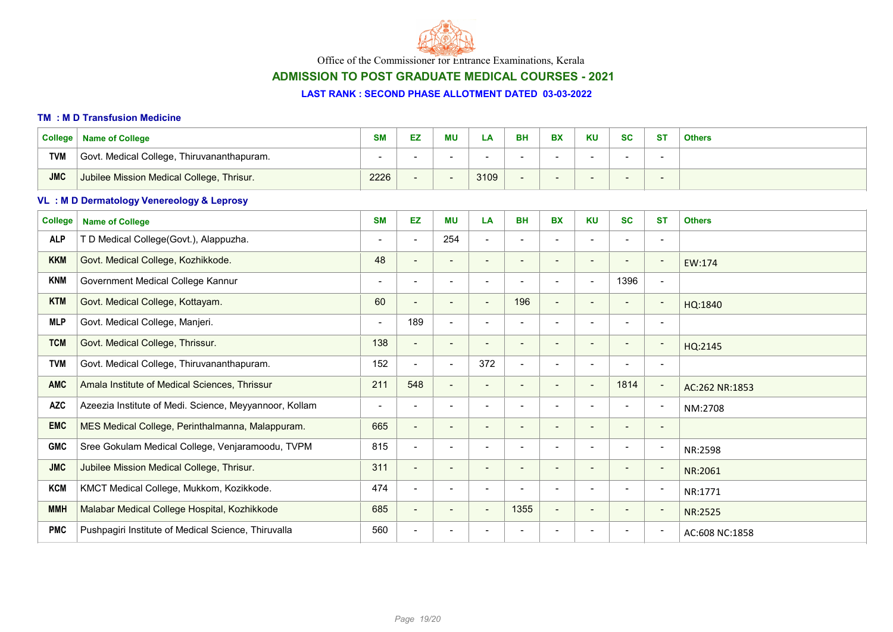Office of the Commissioner for Entrance Examinations, Kerala

## ADMISSION TO POST GRADUATE MEDICAL COURSES - 2021

### LAST RANK : SECOND PHASE ALLOTMENT DATED 03-03-2022

#### TM : M D Transfusion Medicine

| College | Name of College | SM | EZ | MU | LA | BH | BX | KU | SC | ST | Others |
|---|---|---|---|---|---|---|---|---|---|---|---|
| TVM | Govt. Medical College, Thiruvananthapuram. | - | - | - | - | - | - | - | - | - | |
| JMC | Jubilee Mission Medical College, Thrisur. | 2226 | - | - | 3109 | - | - | - | - | - | |

#### VL : M D Dermatology Venereology & Leprosy

| College | Name of College | SM | EZ | MU | LA | BH | BX | KU | SC | ST | Others |
|---|---|---|---|---|---|---|---|---|---|---|---|
| ALP | T D Medical College(Govt.), Alappuzha. | - | - | 254 | - | - | - | - | - | - | |
| KKM | Govt. Medical College, Kozhikkode. | 48 | - | - | - | - | - | - | - | - | EW:174 |
| KNM | Government Medical College Kannur | - | - | - | - | - | - | - | 1396 | - | |
| KTM | Govt. Medical College, Kottayam. | 60 | - | - | - | 196 | - | - | - | - | HQ:1840 |
| MLP | Govt. Medical College, Manjeri. | - | 189 | - | - | - | - | - | - | - | |
| TCM | Govt. Medical College, Thrissur. | 138 | - | - | - | - | - | - | - | - | HQ:2145 |
| TVM | Govt. Medical College, Thiruvananthapuram. | 152 | - | - | 372 | - | - | - | - | - | |
| AMC | Amala Institute of Medical Sciences, Thrissur | 211 | 548 | - | - | - | - | - | 1814 | - | AC:262 NR:1853 |
| AZC | Azeezia Institute of Medi. Science, Meyyannoor, Kollam | - | - | - | - | - | - | - | - | - | NM:2708 |
| EMC | MES Medical College, Perinthalmanna, Malappuram. | 665 | - | - | - | - | - | - | - | - | |
| GMC | Sree Gokulam Medical College, Venjaramoodu, TVPM | 815 | - | - | - | - | - | - | - | - | NR:2598 |
| JMC | Jubilee Mission Medical College, Thrisur. | 311 | - | - | - | - | - | - | - | - | NR:2061 |
| KCM | KMCT Medical College, Mukkom, Kozikkode. | 474 | - | - | - | - | - | - | - | - | NR:1771 |
| MMH | Malabar Medical College Hospital, Kozhikkode | 685 | - | - | - | 1355 | - | - | - | - | NR:2525 |
| PMC | Pushpagiri Institute of Medical Science, Thiruvalla | 560 | - | - | - | - | - | - | - | - | AC:608 NC:1858 |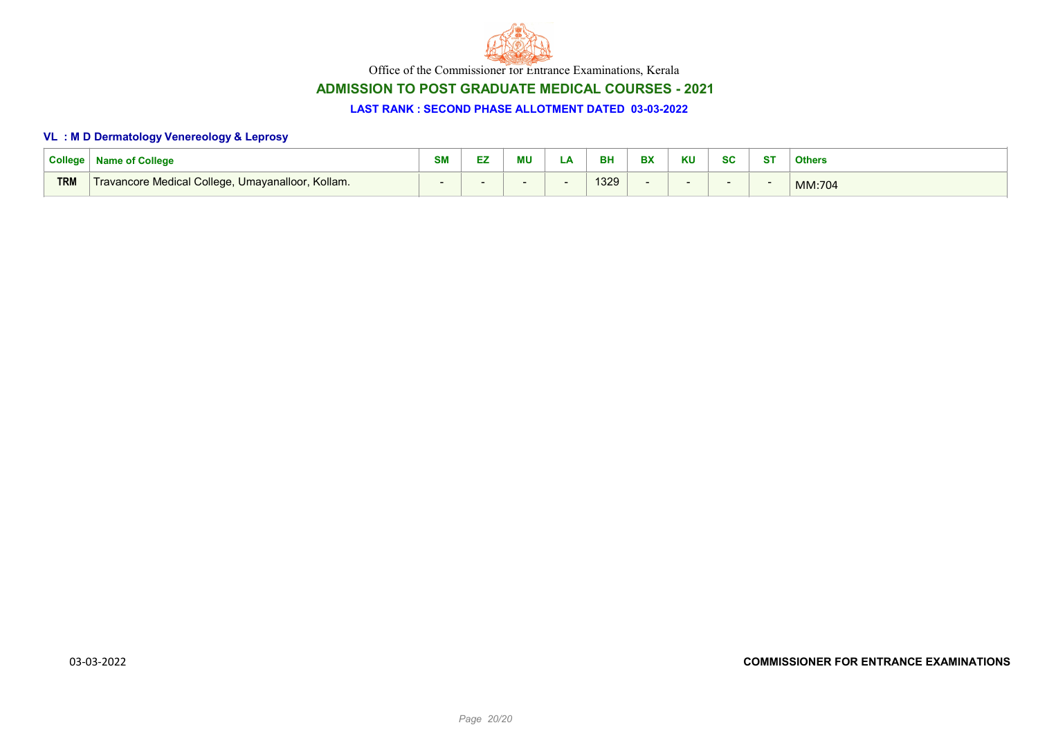Office of the Commissioner for Entrance Examinations, Kerala

## ADMISSION TO POST GRADUATE MEDICAL COURSES - 2021

### LAST RANK : SECOND PHASE ALLOTMENT DATED 03-03-2022

#### VL : M D Dermatology Venereology & Leprosy

| College | Name of College | SM | EZ | MU | LA | BH | BX | KU | SC | ST | Others |
|---|---|---|---|---|---|---|---|---|---|---|---|
| TRM | Travancore Medical College, Umayanalloor, Kollam. | - | - | - | - | 1329 | - | - | - | - | MM:704 |

03-03-2022

**COMMISSIONER FOR ENTRANCE EXAMINATIONS**